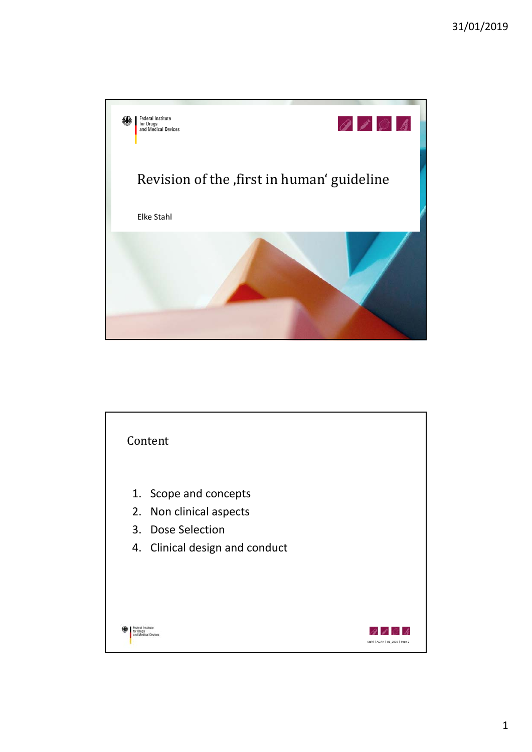Federal Institute for Drugs and Medical Devices

# Revision of the ‚first in human‘ guideline

Elke Stahl

## Content

1. Scope and concepts
2. Non clinical aspects
3. Dose Selection
4. Clinical design and conduct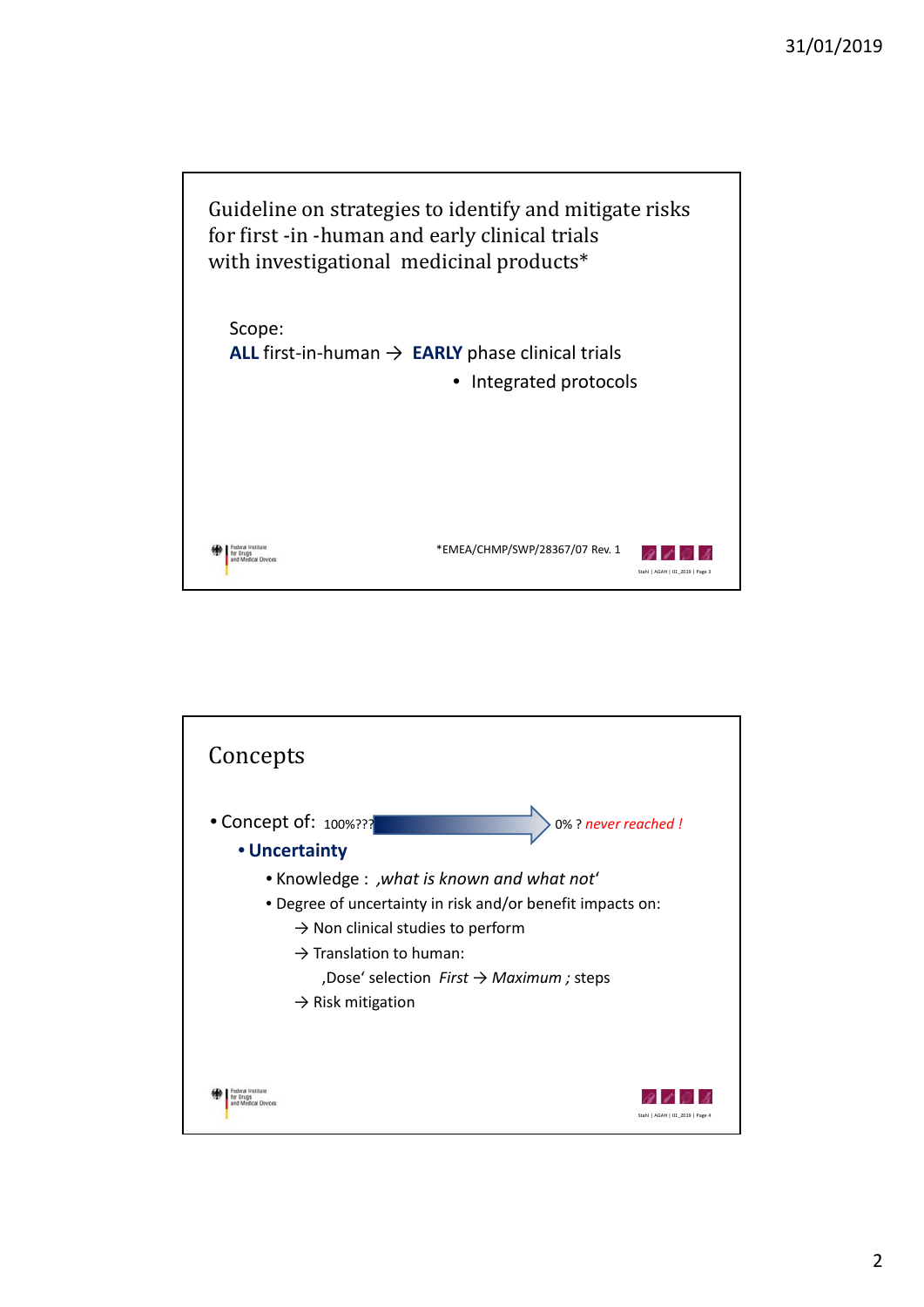## Guideline on strategies to identify and mitigate risks for first -in -human and early clinical trials with investigational medicinal products*

Scope:

**ALL** first-in-human → **EARLY** phase clinical trials

- Integrated protocols

*EMEA/CHMP/SWP/28367/07 Rev. 1

## Concepts

- Concept of: 100%??? → 0% ? *never reached !*
  - **Uncertainty**
    - Knowledge : *‚what is known and what not‘*
    - Degree of uncertainty in risk and/or benefit impacts on:
      - → Non clinical studies to perform
      - → Translation to human:
        - ‚Dose‘ selection *First* → *Maximum ;* steps
      - → Risk mitigation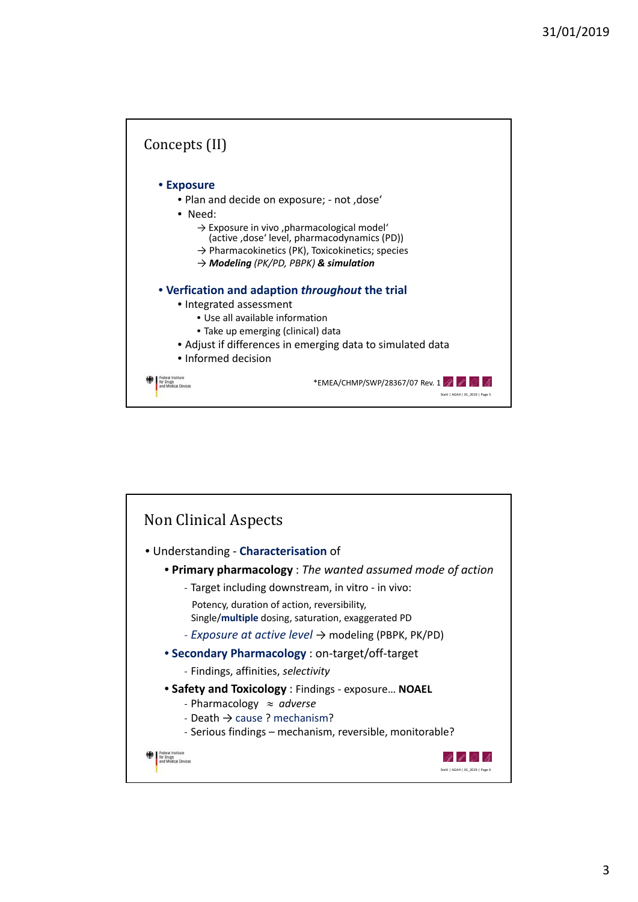## Concepts (II)

- **Exposure**
  - Plan and decide on exposure; - not ‚dose'
  - Need:
    - → Exposure in vivo ‚pharmacological model' (active ‚dose' level, pharmacodynamics (PD))
    - → Pharmacokinetics (PK), Toxicokinetics; species
    - → ***Modeling*** *(PK/PD, PBPK)* ***& simulation***
- **Verfication and adaption *throughout* the trial**
  - Integrated assessment
    - Use all available information
    - Take up emerging (clinical) data
  - Adjust if differences in emerging data to simulated data
  - Informed decision

*EMEA/CHMP/SWP/28367/07 Rev. 1

## Non Clinical Aspects

- Understanding - **Characterisation** of
  - **Primary pharmacology** : *The wanted assumed mode of action*
    - Target including downstream, in vitro - in vivo:
      Potency, duration of action, reversibility,
      Single/**multiple** dosing, saturation, exaggerated PD
    - *Exposure at active level* → modeling (PBPK, PK/PD)
  - **Secondary Pharmacology** : on-target/off-target
    - Findings, affinities, *selectivity*
  - **Safety and Toxicology** : Findings - exposure… **NOAEL**
    - Pharmacology $\approx$ *adverse*
    - Death → cause ? mechanism?
    - Serious findings – mechanism, reversible, monitorable?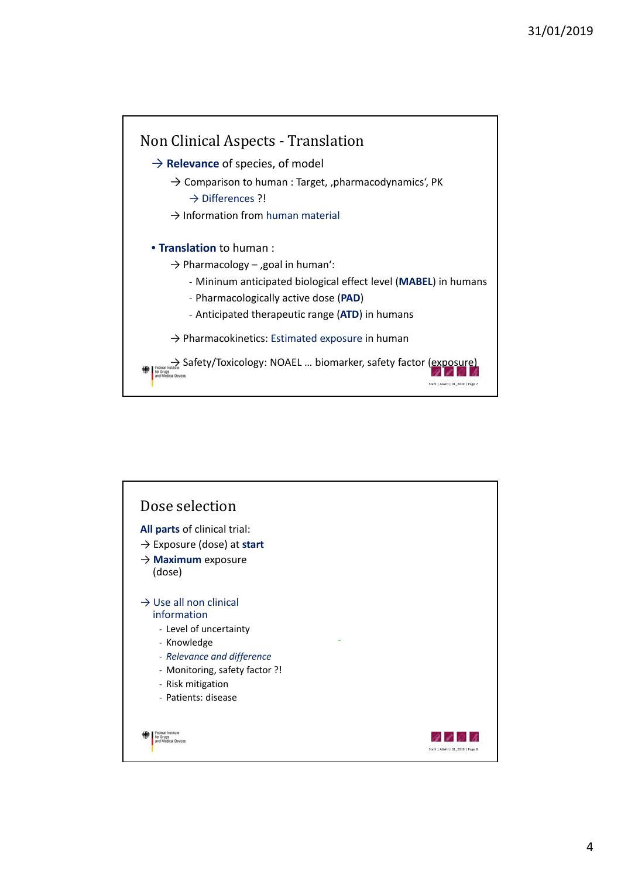## Non Clinical Aspects - Translation

→ **Relevance** of species, of model

- → Comparison to human : Target, ‚pharmacodynamics', PK
  - → Differences ?!
- → Information from human material

- **Translation** to human :
  - → Pharmacology – ‚goal in human':
    - Mininum anticipated biological effect level (**MABEL**) in humans
    - Pharmacologically active dose (**PAD**)
    - Anticipated therapeutic range (**ATD**) in humans
  - → Pharmacokinetics: Estimated exposure in human
  - → Safety/Toxicology: NOAEL … biomarker, safety factor (exposure)

Federal Institute for Drugs and Medical Devices

Stahl | AGAH | 01_2019 | Page 7

## Dose selection

**All parts** of clinical trial:

→ Exposure (dose) at **start**

→ **Maximum** exposure (dose)

→ Use all non clinical information

- Level of uncertainty
- Knowledge
- *Relevance and difference*
- Monitoring, safety factor ?!
- Risk mitigation
- Patients: disease

Federal Institute for Drugs and Medical Devices

Stahl | AGAH | 01_2019 | Page 8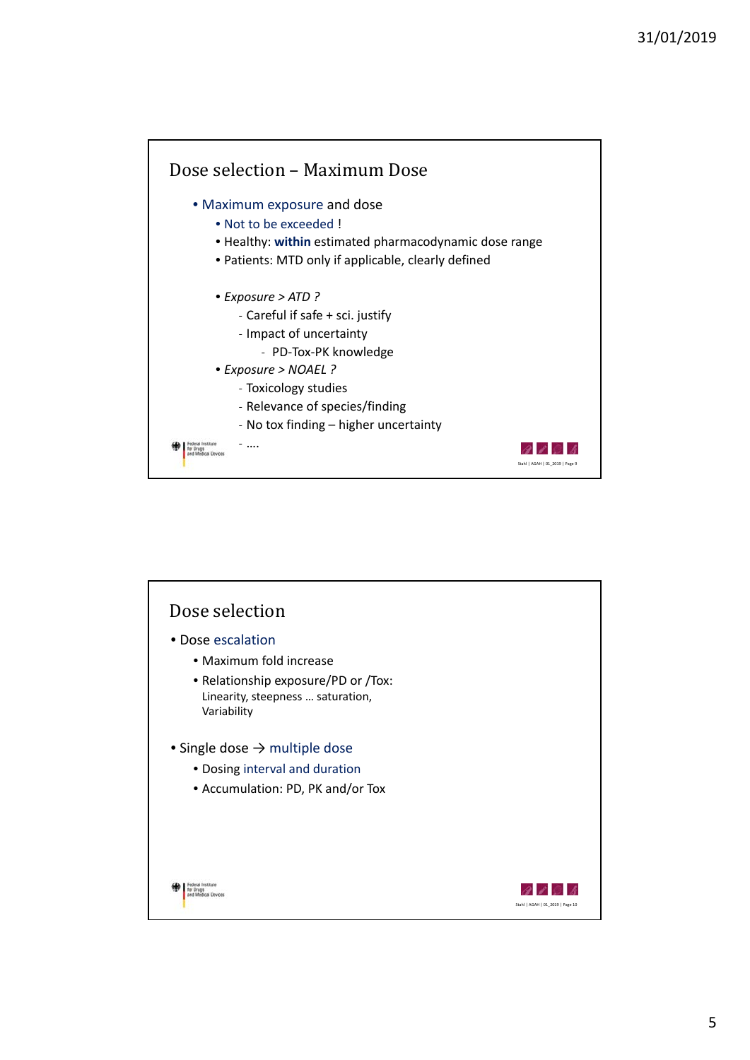## Dose selection – Maximum Dose

- Maximum exposure and dose
  - Not to be exceeded !
  - Healthy: **within** estimated pharmacodynamic dose range
  - Patients: MTD only if applicable, clearly defined

  - *Exposure > ATD ?*
    - Careful if safe + sci. justify
    - Impact of uncertainty
      - PD-Tox-PK knowledge
  - *Exposure > NOAEL ?*
    - Toxicology studies
    - Relevance of species/finding
    - No tox finding – higher uncertainty
    - ....

## Dose selection

- Dose escalation
  - Maximum fold increase
  - Relationship exposure/PD or /Tox:
    Linearity, steepness … saturation,
    Variability

- Single dose → multiple dose
  - Dosing interval and duration
  - Accumulation: PD, PK and/or Tox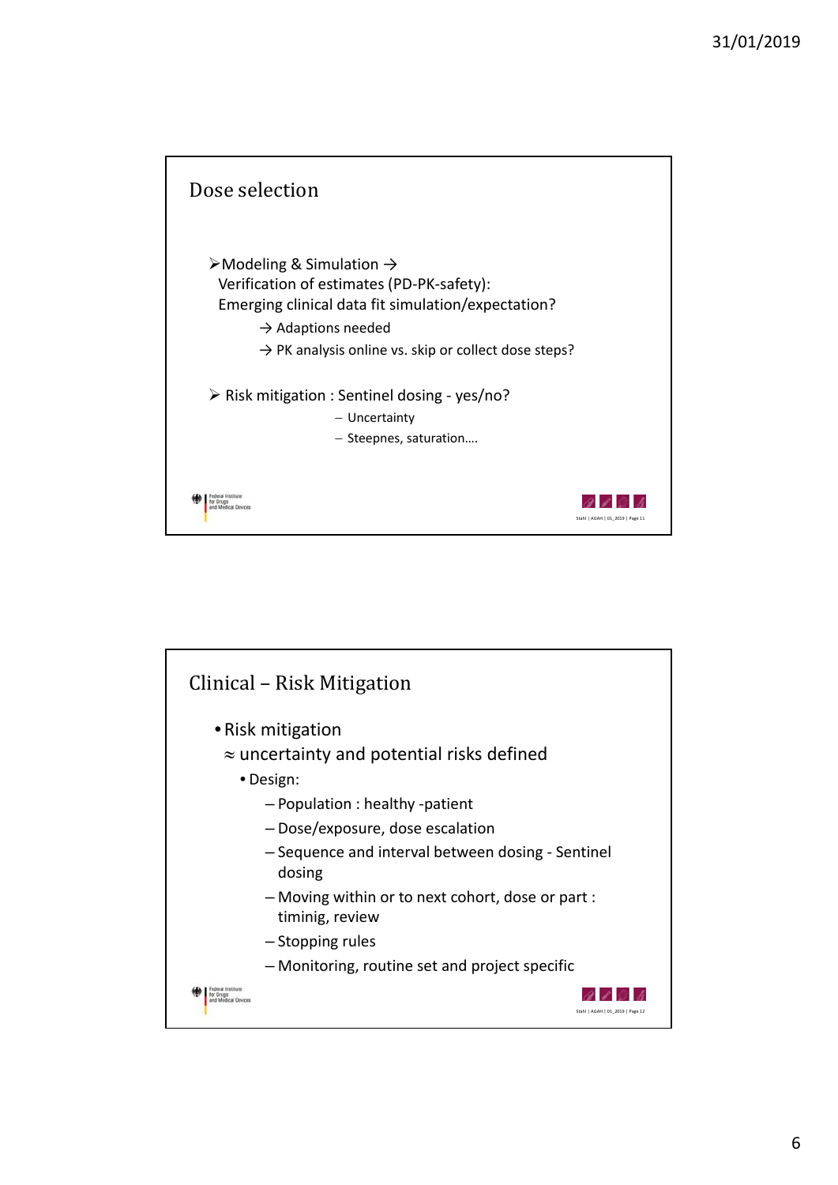## Dose selection

- ➢Modeling & Simulation →
  Verification of estimates (PD-PK-safety):
  Emerging clinical data fit simulation/expectation?
  - → Adaptions needed
  - → PK analysis online vs. skip or collect dose steps?

- ➢ Risk mitigation : Sentinel dosing - yes/no?
  - – Uncertainty
  - – Steepnes, saturation….

## Clinical – Risk Mitigation

- Risk mitigation
  ≈ uncertainty and potential risks defined
  - Design:
    - Population : healthy -patient
    - Dose/exposure, dose escalation
    - Sequence and interval between dosing - Sentinel dosing
    - Moving within or to next cohort, dose or part : timinig, review
    - Stopping rules
    - Monitoring, routine set and project specific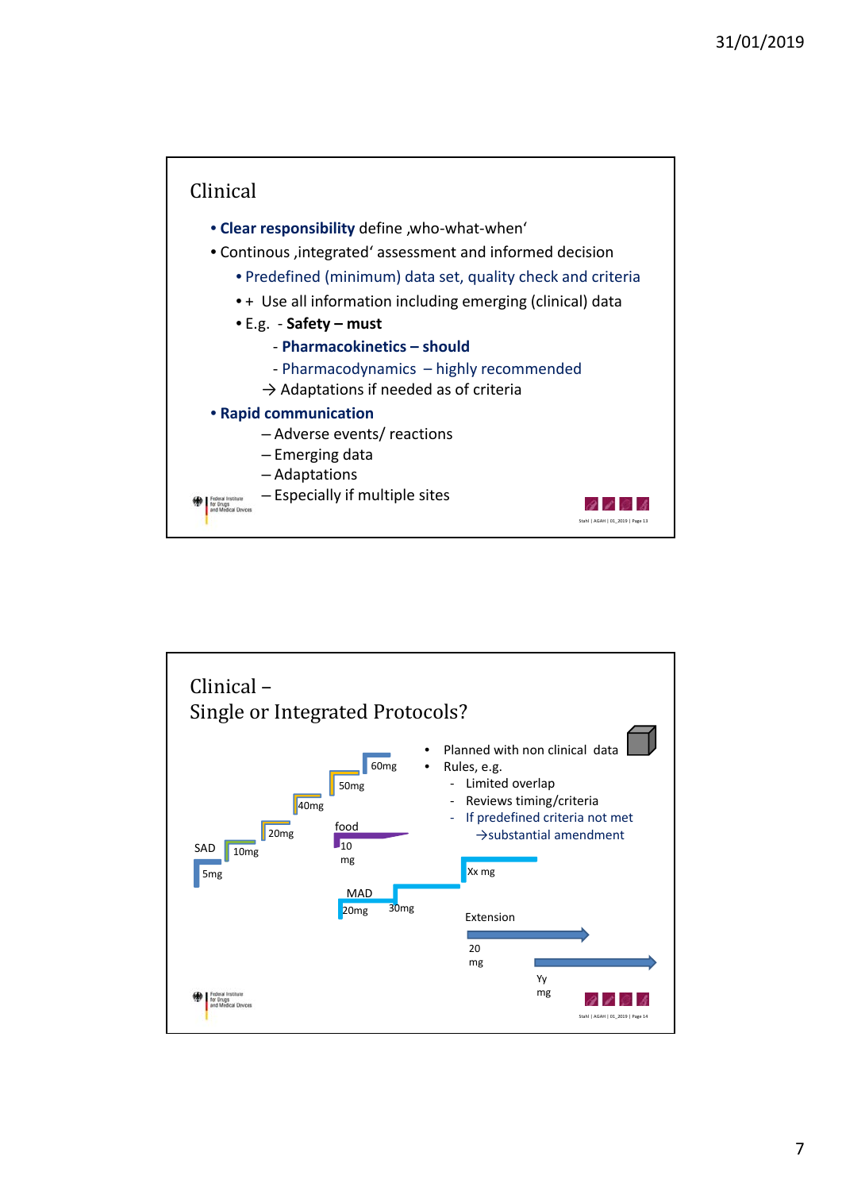## Clinical

- **Clear responsibility** define ‚who-what-when'
- Continous ‚integrated' assessment and informed decision
  - Predefined (minimum) data set, quality check and criteria
  - \+ Use all information including emerging (clinical) data
  - E.g. - **Safety – must**
    - **Pharmacokinetics – should**
    - Pharmacodynamics – highly recommended

    → Adaptations if needed as of criteria
- **Rapid communication**
  - Adverse events/ reactions
  - Emerging data
  - Adaptations
  - Especially if multiple sites

## Clinical – Single or Integrated Protocols?

SAD: 5mg, 10mg, 20mg, 40mg, 50mg, 60mg

food: 10 mg

MAD: 20mg, 30mg, Xx mg

Extension: 20 mg, Yy mg

- Planned with non clinical data
- Rules, e.g.
  - Limited overlap
  - Reviews timing/criteria
  - If predefined criteria not met

    →substantial amendment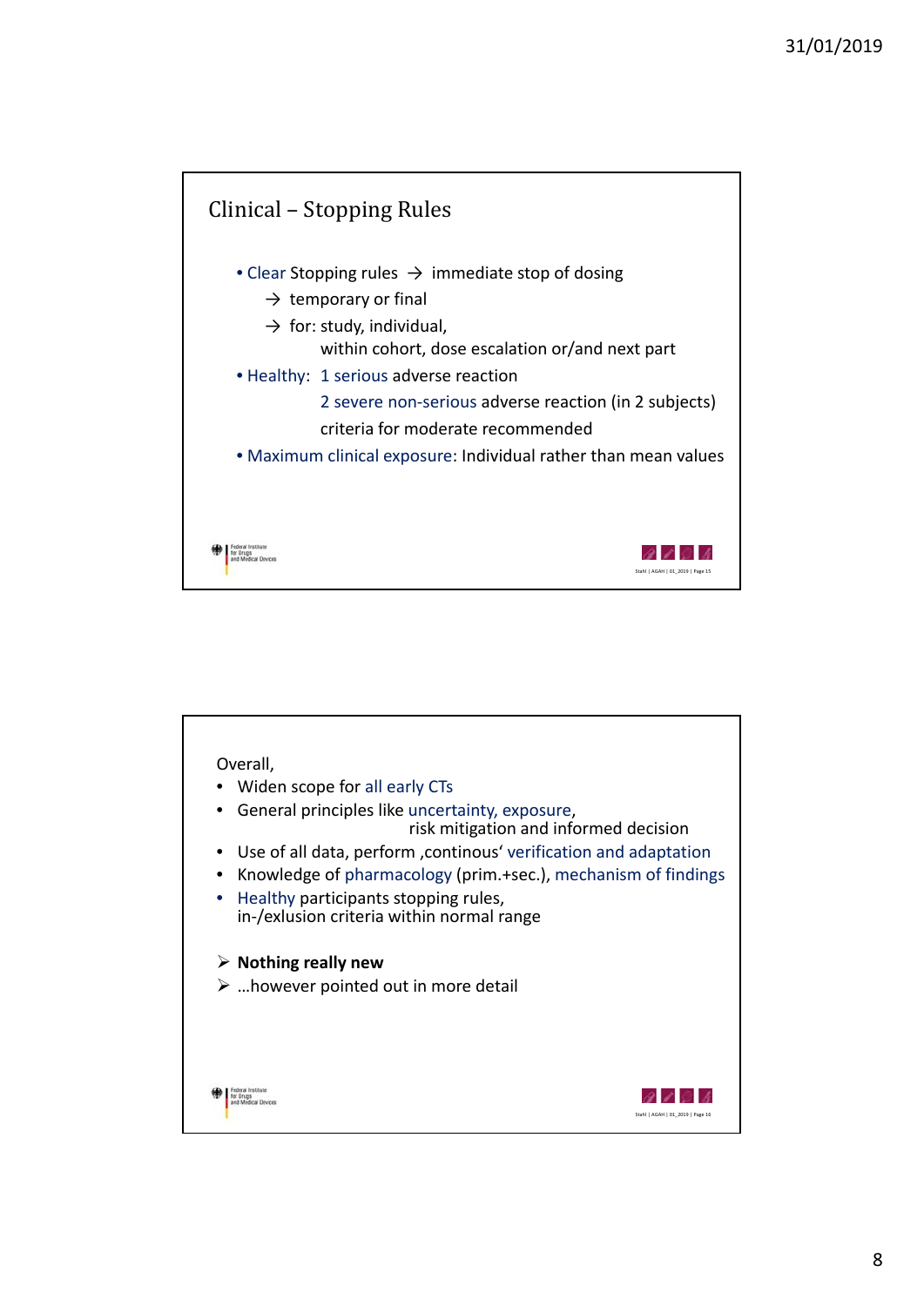## Clinical – Stopping Rules

- Clear Stopping rules → immediate stop of dosing
  - → temporary or final
  - → for: study, individual, within cohort, dose escalation or/and next part
- Healthy: 1 serious adverse reaction
  2 severe non-serious adverse reaction (in 2 subjects)
  criteria for moderate recommended
- Maximum clinical exposure: Individual rather than mean values

Overall,

- Widen scope for all early CTs
- General principles like uncertainty, exposure, risk mitigation and informed decision
- Use of all data, perform ‚continous' verification and adaptation
- Knowledge of pharmacology (prim.+sec.), mechanism of findings
- Healthy participants stopping rules, in-/exlusion criteria within normal range

- **Nothing really new**
- ...however pointed out in more detail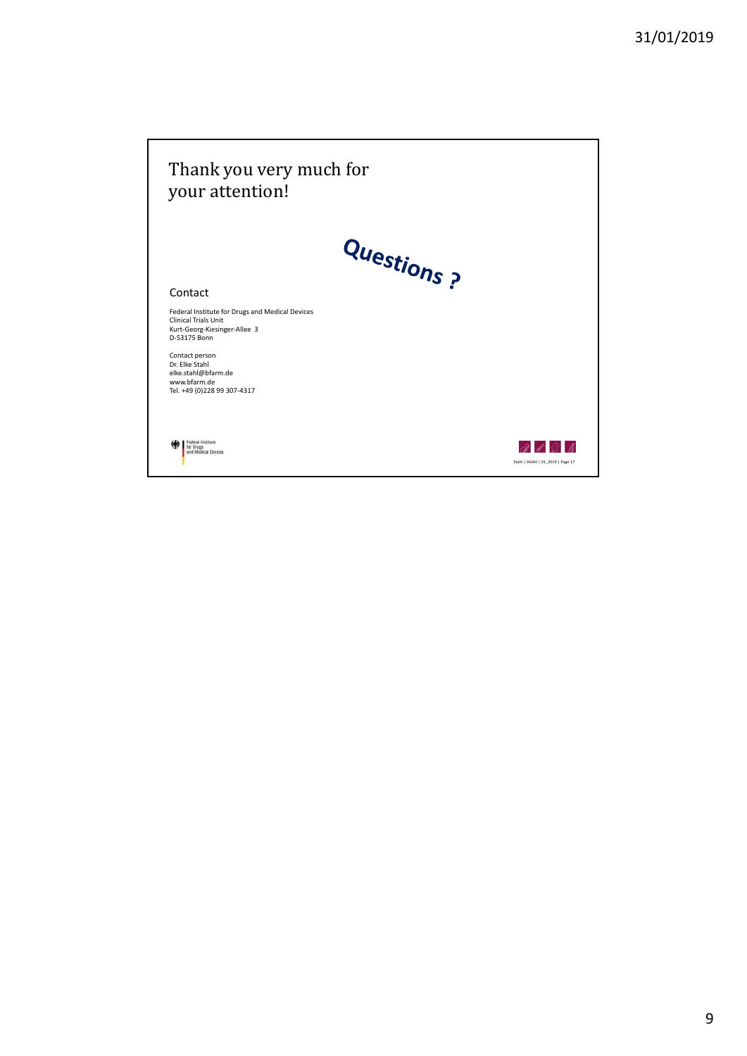# Thank you very much for your attention!

Questions ?

## Contact

Federal Institute for Drugs and Medical Devices
Clinical Trials Unit
Kurt-Georg-Kiesinger-Allee 3
D-53175 Bonn

Contact person
Dr. Elke Stahl
elke.stahl@bfarm.de
www.bfarm.de
Tel. +49 (0)228 99 307-4317

Federal Institute for Drugs and Medical Devices